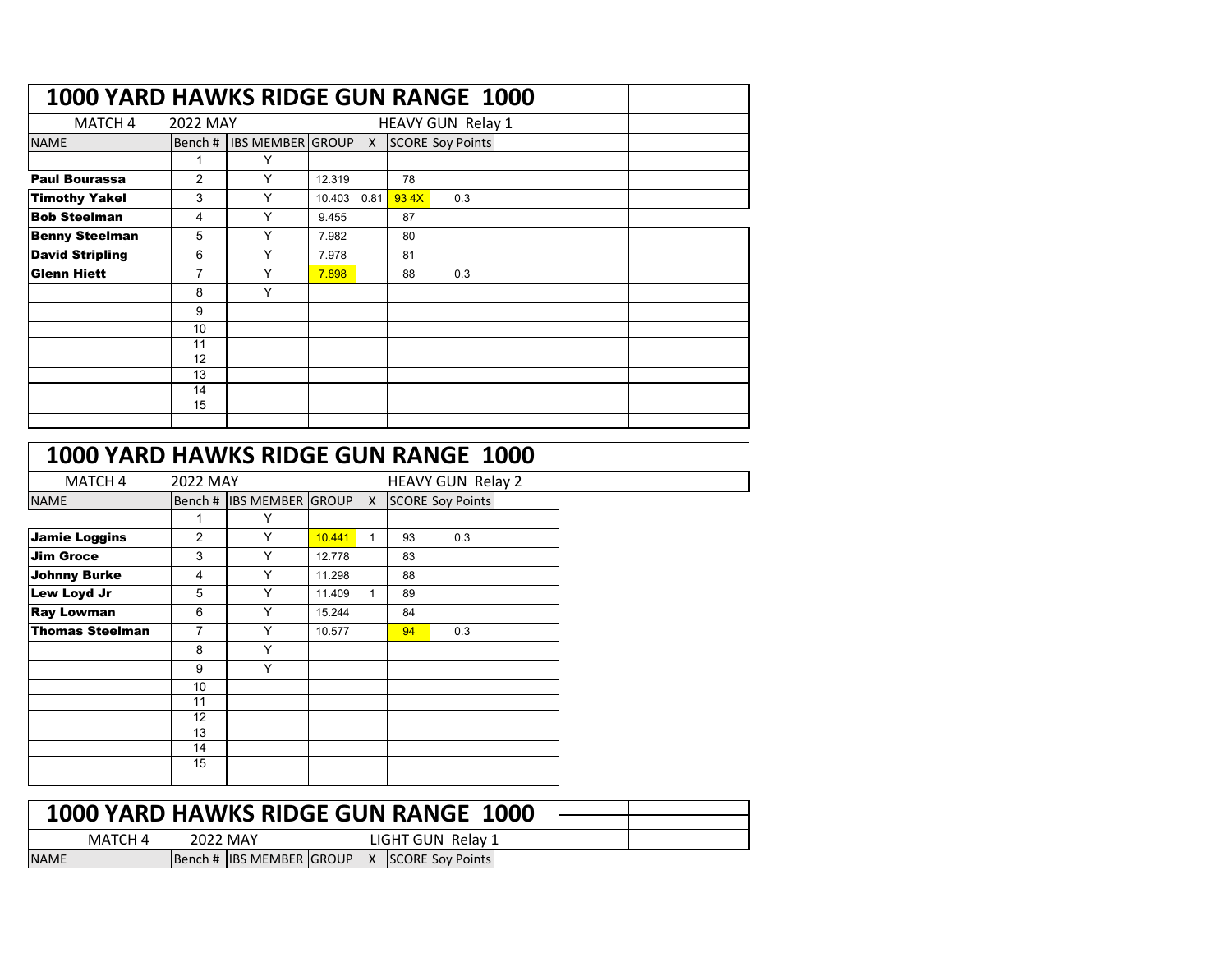## 1000 YARD HAWKS RIDGE GUN RANGE 1000

MATCH 4 &nbsp;&nbsp; 2022 MAY &nbsp;&nbsp; HEAVY GUN Relay 1

| NAME | Bench # | IBS MEMBER | GROUP | X | SCORE | Soy Points |
|---|---|---|---|---|---|---|
| | 1 | Y | | | | |
| **Paul Bourassa** | 2 | Y | 12.319 | | 78 | |
| **Timothy Yakel** | 3 | Y | 10.403 | 0.81 | 93 4X | 0.3 |
| **Bob Steelman** | 4 | Y | 9.455 | | 87 | |
| **Benny Steelman** | 5 | Y | 7.982 | | 80 | |
| **David Stripling** | 6 | Y | 7.978 | | 81 | |
| **Glenn Hiett** | 7 | Y | 7.898 | | 88 | 0.3 |
| | 8 | Y | | | | |
| | 9 | | | | | |
| | 10 | | | | | |
| | 11 | | | | | |
| | 12 | | | | | |
| | 13 | | | | | |
| | 14 | | | | | |
| | 15 | | | | | |

## 1000 YARD HAWKS RIDGE GUN RANGE 1000

MATCH 4 &nbsp;&nbsp; 2022 MAY &nbsp;&nbsp; HEAVY GUN Relay 2

| NAME | Bench # | IBS MEMBER | GROUP | X | SCORE | Soy Points |
|---|---|---|---|---|---|---|
| | 1 | Y | | | | |
| **Jamie Loggins** | 2 | Y | 10.441 | 1 | 93 | 0.3 |
| **Jim Groce** | 3 | Y | 12.778 | | 83 | |
| **Johnny Burke** | 4 | Y | 11.298 | | 88 | |
| **Lew Loyd Jr** | 5 | Y | 11.409 | 1 | 89 | |
| **Ray Lowman** | 6 | Y | 15.244 | | 84 | |
| **Thomas Steelman** | 7 | Y | 10.577 | | 94 | 0.3 |
| | 8 | Y | | | | |
| | 9 | Y | | | | |
| | 10 | | | | | |
| | 11 | | | | | |
| | 12 | | | | | |
| | 13 | | | | | |
| | 14 | | | | | |
| | 15 | | | | | |

## 1000 YARD HAWKS RIDGE GUN RANGE 1000

MATCH 4 &nbsp;&nbsp; 2022 MAY &nbsp;&nbsp; LIGHT GUN Relay 1

| NAME | Bench # | IBS MEMBER | GROUP | X | SCORE | Soy Points |
|---|---|---|---|---|---|---|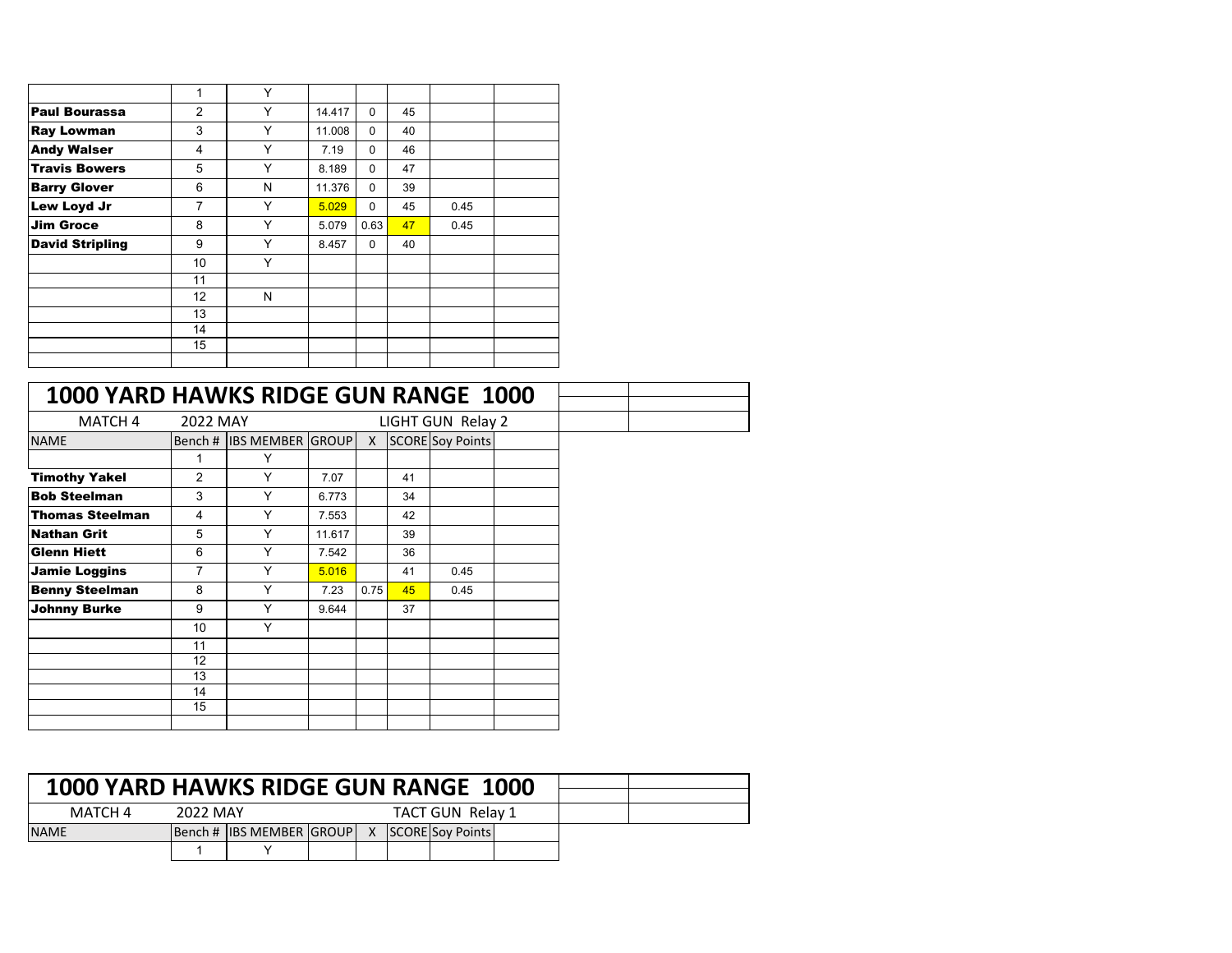| | | | | | | | |
|---|---|---|---|---|---|---|---|
| | 1 | Y | | | | | |
| **Paul Bourassa** | 2 | Y | 14.417 | 0 | 45 | | |
| **Ray Lowman** | 3 | Y | 11.008 | 0 | 40 | | |
| **Andy Walser** | 4 | Y | 7.19 | 0 | 46 | | |
| **Travis Bowers** | 5 | Y | 8.189 | 0 | 47 | | |
| **Barry Glover** | 6 | N | 11.376 | 0 | 39 | | |
| **Lew Loyd Jr** | 7 | Y | 5.029 | 0 | 45 | 0.45 | |
| **Jim Groce** | 8 | Y | 5.079 | 0.63 | 47 | 0.45 | |
| **David Stripling** | 9 | Y | 8.457 | 0 | 40 | | |
| | 10 | Y | | | | | |
| | 11 | | | | | | |
| | 12 | N | | | | | |
| | 13 | | | | | | |
| | 14 | | | | | | |
| | 15 | | | | | | |
| | | | | | | | |

## 1000 YARD HAWKS RIDGE GUN RANGE 1000

MATCH 4 2022 MAY LIGHT GUN Relay 2

| NAME | Bench # | IBS MEMBER | GROUP | X | SCORE | Soy Points | |
|---|---|---|---|---|---|---|---|
| | 1 | Y | | | | | |
| **Timothy Yakel** | 2 | Y | 7.07 | | 41 | | |
| **Bob Steelman** | 3 | Y | 6.773 | | 34 | | |
| **Thomas Steelman** | 4 | Y | 7.553 | | 42 | | |
| **Nathan Grit** | 5 | Y | 11.617 | | 39 | | |
| **Glenn Hiett** | 6 | Y | 7.542 | | 36 | | |
| **Jamie Loggins** | 7 | Y | 5.016 | | 41 | 0.45 | |
| **Benny Steelman** | 8 | Y | 7.23 | 0.75 | 45 | 0.45 | |
| **Johnny Burke** | 9 | Y | 9.644 | | 37 | | |
| | 10 | Y | | | | | |
| | 11 | | | | | | |
| | 12 | | | | | | |
| | 13 | | | | | | |
| | 14 | | | | | | |
| | 15 | | | | | | |
| | | | | | | | |

## 1000 YARD HAWKS RIDGE GUN RANGE 1000

MATCH 4 2022 MAY TACT GUN Relay 1

| NAME | Bench # | IBS MEMBER | GROUP | X | SCORE | Soy Points | |
|---|---|---|---|---|---|---|---|
| | 1 | Y | | | | | |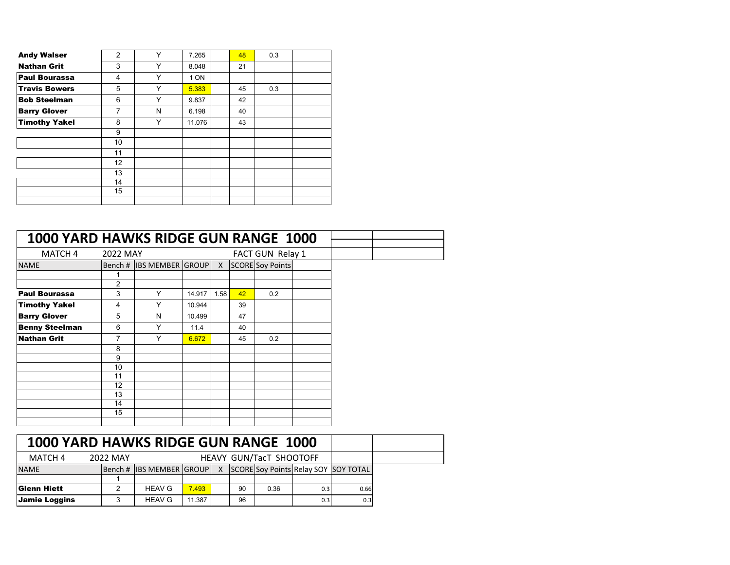| | | | | | | | |
|---|---|---|---|---|---|---|---|
| **Andy Walser** | 2 | Y | 7.265 | | 48 | 0.3 | |
| **Nathan Grit** | 3 | Y | 8.048 | | 21 | | |
| **Paul Bourassa** | 4 | Y | 1 ON | | | | |
| **Travis Bowers** | 5 | Y | 5.383 | | 45 | 0.3 | |
| **Bob Steelman** | 6 | Y | 9.837 | | 42 | | |
| **Barry Glover** | 7 | N | 6.198 | | 40 | | |
| **Timothy Yakel** | 8 | Y | 11.076 | | 43 | | |
| | 9 | | | | | | |
| | 10 | | | | | | |
| | 11 | | | | | | |
| | 12 | | | | | | |
| | 13 | | | | | | |
| | 14 | | | | | | |
| | 15 | | | | | | |
| | | | | | | | |

## 1000 YARD HAWKS RIDGE GUN RANGE 1000

MATCH 4 2022 MAY FACT GUN Relay 1

| NAME | Bench # | IBS MEMBER | GROUP | X | SCORE | Soy Points | |
|---|---|---|---|---|---|---|---|
| | 1 | | | | | | |
| | 2 | | | | | | |
| **Paul Bourassa** | 3 | Y | 14.917 | 1.58 | 42 | 0.2 | |
| **Timothy Yakel** | 4 | Y | 10.944 | | 39 | | |
| **Barry Glover** | 5 | N | 10.499 | | 47 | | |
| **Benny Steelman** | 6 | Y | 11.4 | | 40 | | |
| **Nathan Grit** | 7 | Y | 6.672 | | 45 | 0.2 | |
| | 8 | | | | | | |
| | 9 | | | | | | |
| | 10 | | | | | | |
| | 11 | | | | | | |
| | 12 | | | | | | |
| | 13 | | | | | | |
| | 14 | | | | | | |
| | 15 | | | | | | |
| | | | | | | | |

## 1000 YARD HAWKS RIDGE GUN RANGE 1000

MATCH 4 2022 MAY HEAVY GUN/TacT SHOOTOFF

| NAME | Bench # | IBS MEMBER | GROUP | X | SCORE | Soy Points | Relay SOY | SOY TOTAL |
|---|---|---|---|---|---|---|---|---|
| | 1 | | | | | | | |
| **Glenn Hiett** | 2 | HEAV G | 7.493 | | 90 | 0.36 | 0.3 | 0.66 |
| **Jamie Loggins** | 3 | HEAV G | 11.387 | | 96 | | 0.3 | 0.3 |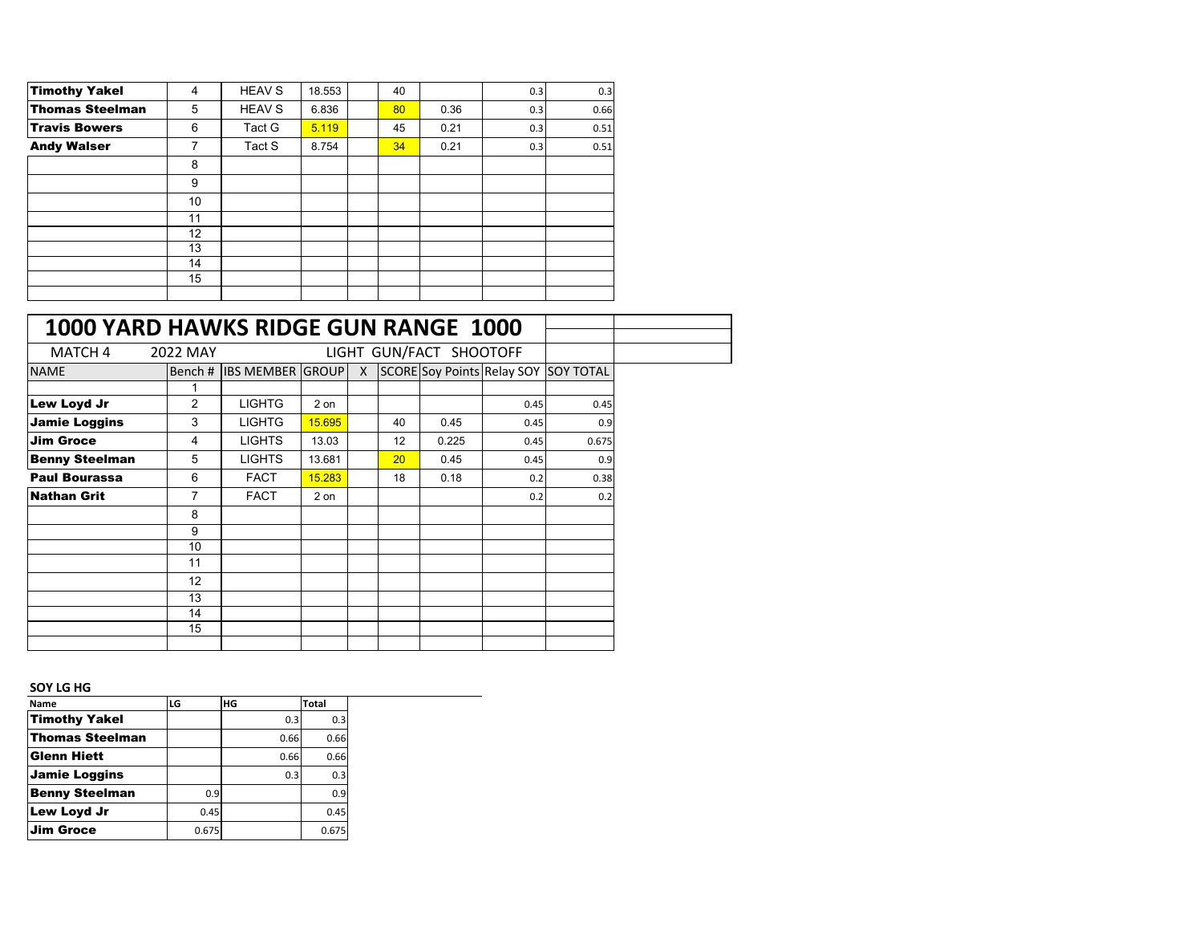| | | | | | | | | |
|---|---|---|---|---|---|---|---|---|
| **Timothy Yakel** | 4 | HEAV S | 18.553 | | 40 | | 0.3 | 0.3 |
| **Thomas Steelman** | 5 | HEAV S | 6.836 | | 80 | 0.36 | 0.3 | 0.66 |
| **Travis Bowers** | 6 | Tact G | 5.119 | | 45 | 0.21 | 0.3 | 0.51 |
| **Andy Walser** | 7 | Tact S | 8.754 | | 34 | 0.21 | 0.3 | 0.51 |
| | 8 | | | | | | | |
| | 9 | | | | | | | |
| | 10 | | | | | | | |
| | 11 | | | | | | | |
| | 12 | | | | | | | |
| | 13 | | | | | | | |
| | 14 | | | | | | | |
| | 15 | | | | | | | |
| | | | | | | | | |

# 1000 YARD HAWKS RIDGE GUN RANGE 1000

MATCH 4 2022 MAY LIGHT GUN/FACT SHOOTOFF

| NAME | Bench # | IBS MEMBER | GROUP | X | SCORE | Soy Points | Relay SOY | SOY TOTAL |
|---|---|---|---|---|---|---|---|---|
| | 1 | | | | | | | |
| **Lew Loyd Jr** | 2 | LIGHTG | 2 on | | | | 0.45 | 0.45 |
| **Jamie Loggins** | 3 | LIGHTG | 15.695 | | 40 | 0.45 | 0.45 | 0.9 |
| **Jim Groce** | 4 | LIGHTS | 13.03 | | 12 | 0.225 | 0.45 | 0.675 |
| **Benny Steelman** | 5 | LIGHTS | 13.681 | | 20 | 0.45 | 0.45 | 0.9 |
| **Paul Bourassa** | 6 | FACT | 15.283 | | 18 | 0.18 | 0.2 | 0.38 |
| **Nathan Grit** | 7 | FACT | 2 on | | | | 0.2 | 0.2 |
| | 8 | | | | | | | |
| | 9 | | | | | | | |
| | 10 | | | | | | | |
| | 11 | | | | | | | |
| | 12 | | | | | | | |
| | 13 | | | | | | | |
| | 14 | | | | | | | |
| | 15 | | | | | | | |
| | | | | | | | | |

**SOY LG HG**

| Name | LG | HG | Total |
|---|---|---|---|
| **Timothy Yakel** | | 0.3 | 0.3 |
| **Thomas Steelman** | | 0.66 | 0.66 |
| **Glenn Hiett** | | 0.66 | 0.66 |
| **Jamie Loggins** | | 0.3 | 0.3 |
| **Benny Steelman** | 0.9 | | 0.9 |
| **Lew Loyd Jr** | 0.45 | | 0.45 |
| **Jim Groce** | 0.675 | | 0.675 |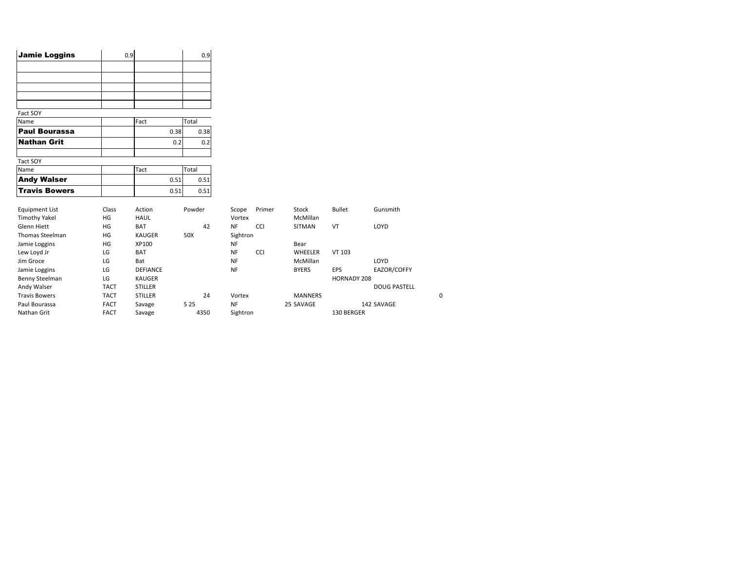| | | | |
|---|---|---|---|
| **Jamie Loggins** | 0.9 | | 0.9 |
| | | | |
| | | | |
| | | | |
| | | | |
| | | | |

Fact SOY

| Name | | Fact | Total |
|---|---|---|---|
| **Paul Bourassa** | | 0.38 | 0.38 |
| **Nathan Grit** | | 0.2 | 0.2 |
| | | | |

Tact SOY

| Name | | Tact | Total |
|---|---|---|---|
| **Andy Walser** | | 0.51 | 0.51 |
| **Travis Bowers** | | 0.51 | 0.51 |

| Equipment List | Class | Action | Powder | Scope | Primer | Stock | Bullet | Gunsmith | |
|---|---|---|---|---|---|---|---|---|---|
| Timothy Yakel | HG | HAUL | | Vortex | | McMillan | | | |
| Glenn Hiett | HG | BAT | 42 | NF | CCI | SITMAN | VT | LOYD | |
| Thomas Steelman | HG | KAUGER | 50X | Sightron | | | | | |
| Jamie Loggins | HG | XP100 | | NF | | Bear | | | |
| Lew Loyd Jr | LG | BAT | | NF | CCI | WHEELER | VT 103 | | |
| Jim Groce | LG | Bat | | NF | | McMillan | | LOYD | |
| Jamie Loggins | LG | DEFIANCE | | NF | | BYERS | EPS | EAZOR/COFFY | |
| Benny Steelman | LG | KAUGER | | | | | HORNADY 208 | | |
| Andy Walser | TACT | STILLER | | | | | | DOUG PASTELL | |
| Travis Bowers | TACT | STILLER | 24 | Vortex | | MANNERS | | | 0 |
| Paul Bourassa | FACT | Savage | 5 25 | NF | | 25 SAVAGE | 142 | SAVAGE | |
| Nathan Grit | FACT | Savage | 4350 | Sightron | | | 130 BERGER | | |